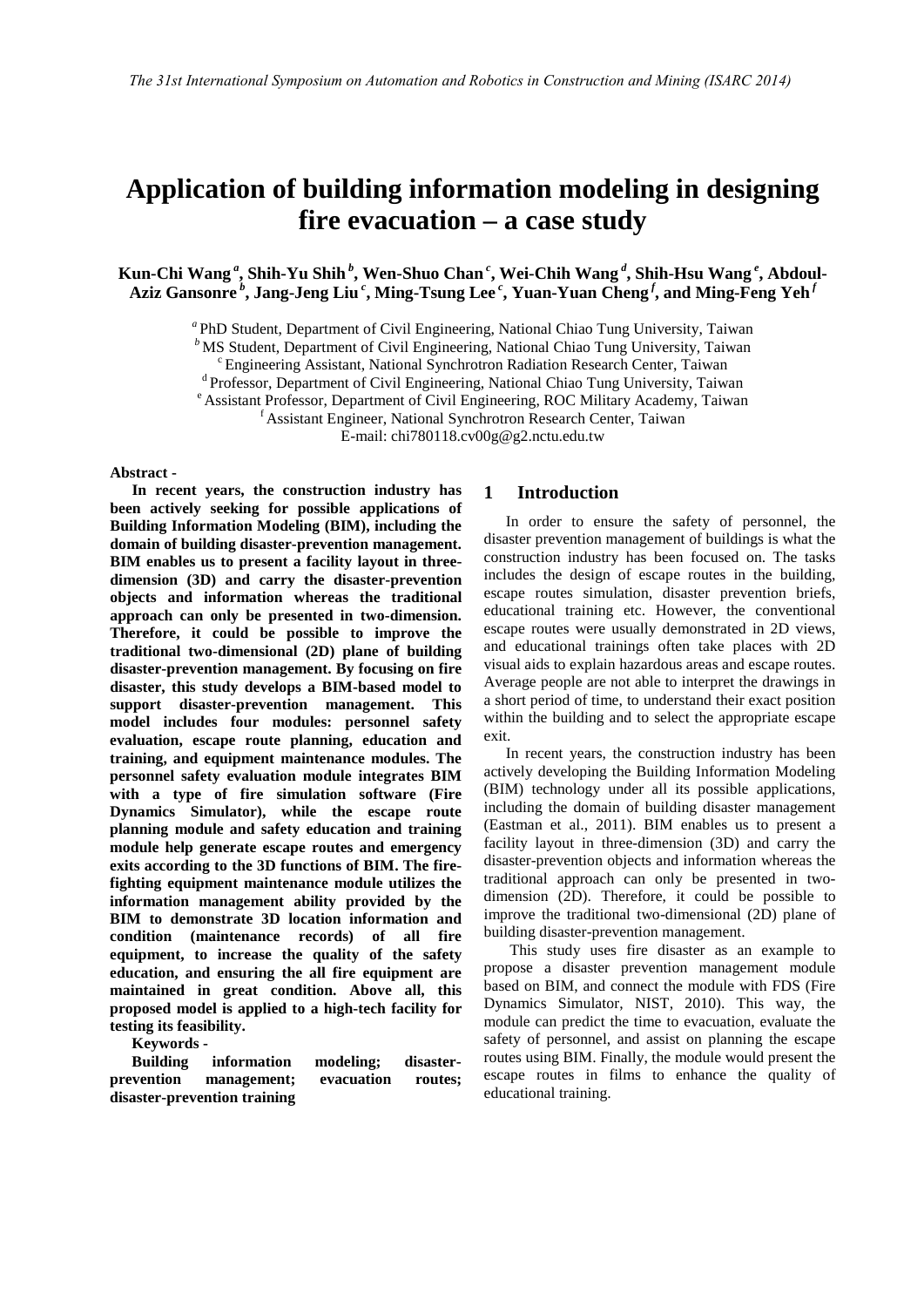# Application of building information modeling in designing fire evacuation – a case study

**Kun-Chi Wang [a], Shih-Yu Shih [b], Wen-Shuo Chan [c], Wei-Chih Wang [d], Shih-Hsu Wang [e], Abdoul-Aziz Gansonre [b], Jang-Jeng Liu [c], Ming-Tsung Lee [c], Yuan-Yuan Cheng [f], and Ming-Feng Yeh [f]**

[a] PhD Student, Department of Civil Engineering, National Chiao Tung University, Taiwan
[b] MS Student, Department of Civil Engineering, National Chiao Tung University, Taiwan
[c] Engineering Assistant, National Synchrotron Radiation Research Center, Taiwan
[d] Professor, Department of Civil Engineering, National Chiao Tung University, Taiwan
[e] Assistant Professor, Department of Civil Engineering, ROC Military Academy, Taiwan
[f] Assistant Engineer, National Synchrotron Research Center, Taiwan
E-mail: chi780118.cv00g@g2.nctu.edu.tw

**Abstract -**

**In recent years, the construction industry has been actively seeking for possible applications of Building Information Modeling (BIM), including the domain of building disaster-prevention management. BIM enables us to present a facility layout in three-dimension (3D) and carry the disaster-prevention objects and information whereas the traditional approach can only be presented in two-dimension. Therefore, it could be possible to improve the traditional two-dimensional (2D) plane of building disaster-prevention management. By focusing on fire disaster, this study develops a BIM-based model to support disaster-prevention management. This model includes four modules: personnel safety evaluation, escape route planning, education and training, and equipment maintenance modules. The personnel safety evaluation module integrates BIM with a type of fire simulation software (Fire Dynamics Simulator), while the escape route planning module and safety education and training module help generate escape routes and emergency exits according to the 3D functions of BIM. The fire-fighting equipment maintenance module utilizes the information management ability provided by the BIM to demonstrate 3D location information and condition (maintenance records) of all fire equipment, to increase the quality of the safety education, and ensuring the all fire equipment are maintained in great condition. Above all, this proposed model is applied to a high-tech facility for testing its feasibility.**

**Keywords -**

**Building information modeling; disaster-prevention management; evacuation routes; disaster-prevention training**

## 1 Introduction

In order to ensure the safety of personnel, the disaster prevention management of buildings is what the construction industry has been focused on. The tasks includes the design of escape routes in the building, escape routes simulation, disaster prevention briefs, educational training etc. However, the conventional escape routes were usually demonstrated in 2D views, and educational trainings often take places with 2D visual aids to explain hazardous areas and escape routes. Average people are not able to interpret the drawings in a short period of time, to understand their exact position within the building and to select the appropriate escape exit.

In recent years, the construction industry has been actively developing the Building Information Modeling (BIM) technology under all its possible applications, including the domain of building disaster management (Eastman et al., 2011). BIM enables us to present a facility layout in three-dimension (3D) and carry the disaster-prevention objects and information whereas the traditional approach can only be presented in two-dimension (2D). Therefore, it could be possible to improve the traditional two-dimensional (2D) plane of building disaster-prevention management.

This study uses fire disaster as an example to propose a disaster prevention management module based on BIM, and connect the module with FDS (Fire Dynamics Simulator, NIST, 2010). This way, the module can predict the time to evacuation, evaluate the safety of personnel, and assist on planning the escape routes using BIM. Finally, the module would present the escape routes in films to enhance the quality of educational training.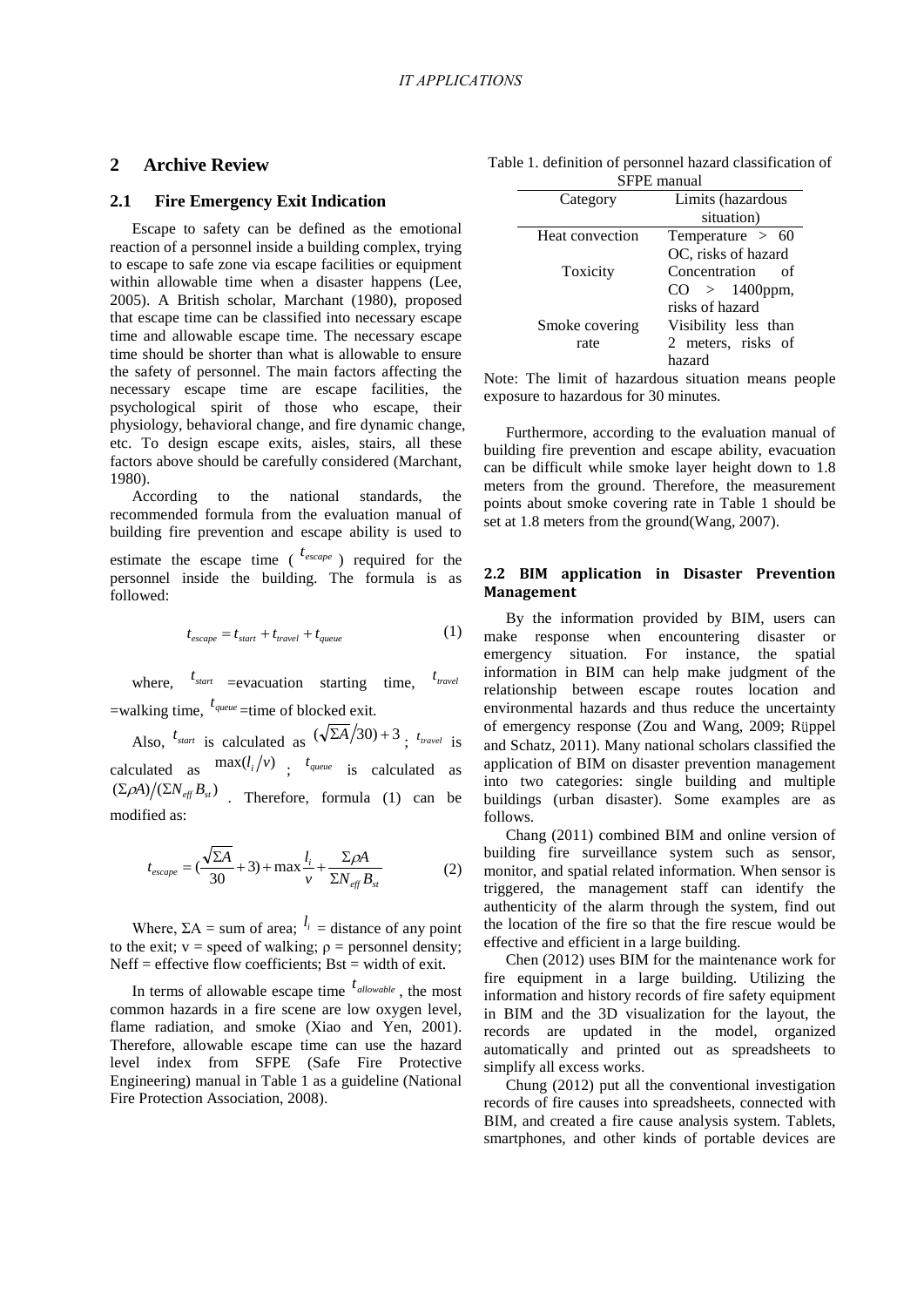## 2 Archive Review

### 2.1 Fire Emergency Exit Indication

Escape to safety can be defined as the emotional reaction of a personnel inside a building complex, trying to escape to safe zone via escape facilities or equipment within allowable time when a disaster happens (Lee, 2005). A British scholar, Marchant (1980), proposed that escape time can be classified into necessary escape time and allowable escape time. The necessary escape time should be shorter than what is allowable to ensure the safety of personnel. The main factors affecting the necessary escape time are escape facilities, the psychological spirit of those who escape, their physiology, behavioral change, and fire dynamic change, etc. To design escape exits, aisles, stairs, all these factors above should be carefully considered (Marchant, 1980).

According to the national standards, the recommended formula from the evaluation manual of building fire prevention and escape ability is used to estimate the escape time ( $t_{escape}$ ) required for the personnel inside the building. The formula is as followed:

$$t_{escape} = t_{start} + t_{travel} + t_{queue} \tag{1}$$

where, $t_{start}$ =evacuation starting time, $t_{travel}$ =walking time, $t_{queue}$ =time of blocked exit.

Also, $t_{start}$ is calculated as $(\sqrt{\Sigma A}/30)+3$ ; $t_{travel}$ is calculated as $\max(l_i/v)$ ; $t_{queue}$ is calculated as $(\Sigma \rho A)/(\Sigma N_{eff} B_{st})$ . Therefore, formula (1) can be modified as:

$$t_{escape} = (\frac{\sqrt{\Sigma A}}{30}+3)+\max\frac{l_i}{v}+\frac{\Sigma \rho A}{\Sigma N_{eff} B_{st}} \tag{2}$$

Where, ΣA = sum of area; $l_i$ = distance of any point to the exit; v = speed of walking; ρ = personnel density; Neff = effective flow coefficients; Bst = width of exit.

In terms of allowable escape time $t_{allowable}$ , the most common hazards in a fire scene are low oxygen level, flame radiation, and smoke (Xiao and Yen, 2001). Therefore, allowable escape time can use the hazard level index from SFPE (Safe Fire Protective Engineering) manual in Table 1 as a guideline (National Fire Protection Association, 2008).

Table 1. definition of personnel hazard classification of SFPE manual

| Category | Limits (hazardous situation) |
|---|---|
| Heat convection | Temperature > 60 OC, risks of hazard |
| Toxicity | Concentration of CO > 1400ppm, risks of hazard |
| Smoke covering rate | Visibility less than 2 meters, risks of hazard |

Note: The limit of hazardous situation means people exposure to hazardous for 30 minutes.

Furthermore, according to the evaluation manual of building fire prevention and escape ability, evacuation can be difficult while smoke layer height down to 1.8 meters from the ground. Therefore, the measurement points about smoke covering rate in Table 1 should be set at 1.8 meters from the ground(Wang, 2007).

### 2.2 BIM application in Disaster Prevention Management

By the information provided by BIM, users can make response when encountering disaster or emergency situation. For instance, the spatial information in BIM can help make judgment of the relationship between escape routes location and environmental hazards and thus reduce the uncertainty of emergency response (Zou and Wang, 2009; Rüppel and Schatz, 2011). Many national scholars classified the application of BIM on disaster prevention management into two categories: single building and multiple buildings (urban disaster). Some examples are as follows.

Chang (2011) combined BIM and online version of building fire surveillance system such as sensor, monitor, and spatial related information. When sensor is triggered, the management staff can identify the authenticity of the alarm through the system, find out the location of the fire so that the fire rescue would be effective and efficient in a large building.

Chen (2012) uses BIM for the maintenance work for fire equipment in a large building. Utilizing the information and history records of fire safety equipment in BIM and the 3D visualization for the layout, the records are updated in the model, organized automatically and printed out as spreadsheets to simplify all excess works.

Chung (2012) put all the conventional investigation records of fire causes into spreadsheets, connected with BIM, and created a fire cause analysis system. Tablets, smartphones, and other kinds of portable devices are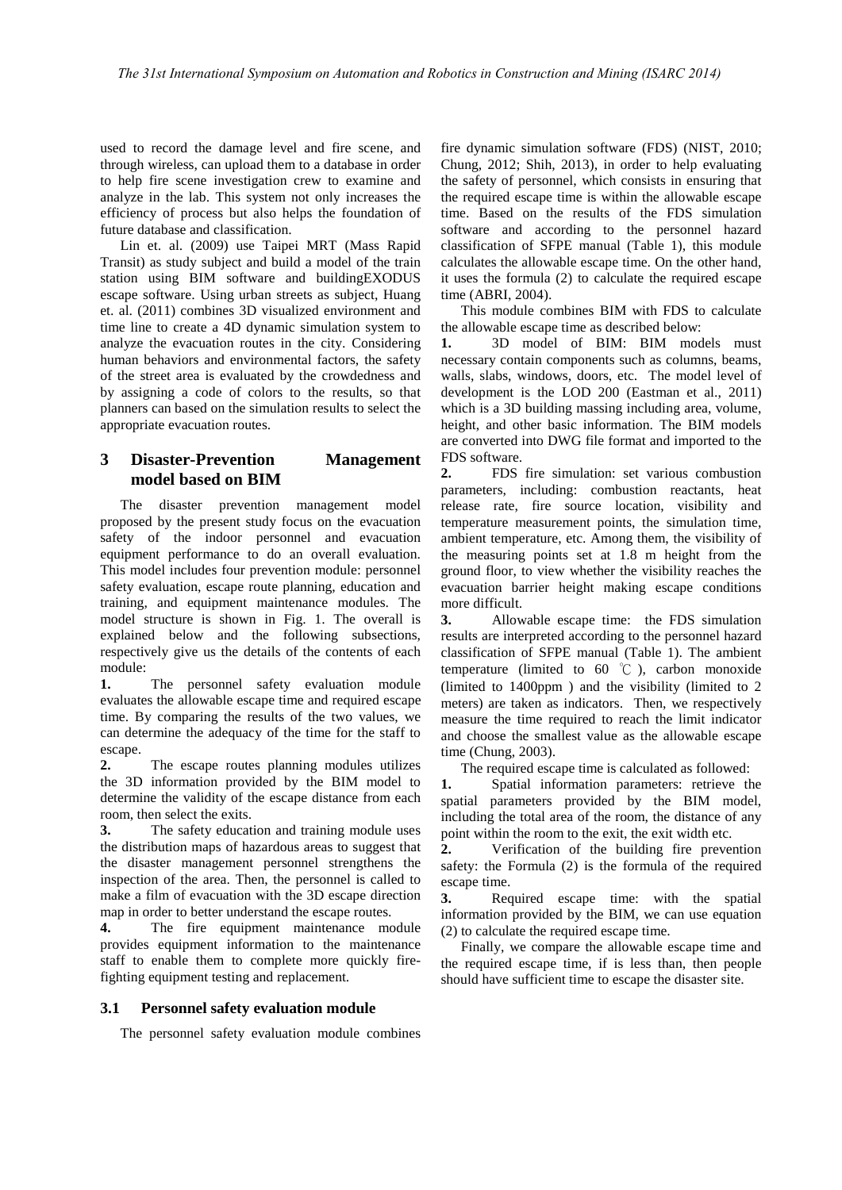used to record the damage level and fire scene, and through wireless, can upload them to a database in order to help fire scene investigation crew to examine and analyze in the lab. This system not only increases the efficiency of process but also helps the foundation of future database and classification.

Lin et. al. (2009) use Taipei MRT (Mass Rapid Transit) as study subject and build a model of the train station using BIM software and buildingEXODUS escape software. Using urban streets as subject, Huang et. al. (2011) combines 3D visualized environment and time line to create a 4D dynamic simulation system to analyze the evacuation routes in the city. Considering human behaviors and environmental factors, the safety of the street area is evaluated by the crowdedness and by assigning a code of colors to the results, so that planners can based on the simulation results to select the appropriate evacuation routes.

## 3 Disaster-Prevention Management model based on BIM

The disaster prevention management model proposed by the present study focus on the evacuation safety of the indoor personnel and evacuation equipment performance to do an overall evaluation. This model includes four prevention module: personnel safety evaluation, escape route planning, education and training, and equipment maintenance modules. The model structure is shown in Fig. 1. The overall is explained below and the following subsections, respectively give us the details of the contents of each module:

**1.** The personnel safety evaluation module evaluates the allowable escape time and required escape time. By comparing the results of the two values, we can determine the adequacy of the time for the staff to escape.

**2.** The escape routes planning modules utilizes the 3D information provided by the BIM model to determine the validity of the escape distance from each room, then select the exits.

**3.** The safety education and training module uses the distribution maps of hazardous areas to suggest that the disaster management personnel strengthens the inspection of the area. Then, the personnel is called to make a film of evacuation with the 3D escape direction map in order to better understand the escape routes.

**4.** The fire equipment maintenance module provides equipment information to the maintenance staff to enable them to complete more quickly fire-fighting equipment testing and replacement.

### 3.1 Personnel safety evaluation module

The personnel safety evaluation module combines fire dynamic simulation software (FDS) (NIST, 2010; Chung, 2012; Shih, 2013), in order to help evaluating the safety of personnel, which consists in ensuring that the required escape time is within the allowable escape time. Based on the results of the FDS simulation software and according to the personnel hazard classification of SFPE manual (Table 1), this module calculates the allowable escape time. On the other hand, it uses the formula (2) to calculate the required escape time (ABRI, 2004).

This module combines BIM with FDS to calculate the allowable escape time as described below:

**1.** 3D model of BIM: BIM models must necessary contain components such as columns, beams, walls, slabs, windows, doors, etc. The model level of development is the LOD 200 (Eastman et al., 2011) which is a 3D building massing including area, volume, height, and other basic information. The BIM models are converted into DWG file format and imported to the FDS software.

**2.** FDS fire simulation: set various combustion parameters, including: combustion reactants, heat release rate, fire source location, visibility and temperature measurement points, the simulation time, ambient temperature, etc. Among them, the visibility of the measuring points set at 1.8 m height from the ground floor, to view whether the visibility reaches the evacuation barrier height making escape conditions more difficult.

**3.** Allowable escape time: the FDS simulation results are interpreted according to the personnel hazard classification of SFPE manual (Table 1). The ambient temperature (limited to 60 ℃ ), carbon monoxide (limited to 1400ppm ) and the visibility (limited to 2 meters) are taken as indicators. Then, we respectively measure the time required to reach the limit indicator and choose the smallest value as the allowable escape time (Chung, 2003).

The required escape time is calculated as followed:

**1.** Spatial information parameters: retrieve the spatial parameters provided by the BIM model, including the total area of the room, the distance of any point within the room to the exit, the exit width etc.

**2.** Verification of the building fire prevention safety: the Formula (2) is the formula of the required escape time.

**3.** Required escape time: with the spatial information provided by the BIM, we can use equation (2) to calculate the required escape time.

Finally, we compare the allowable escape time and the required escape time, if is less than, then people should have sufficient time to escape the disaster site.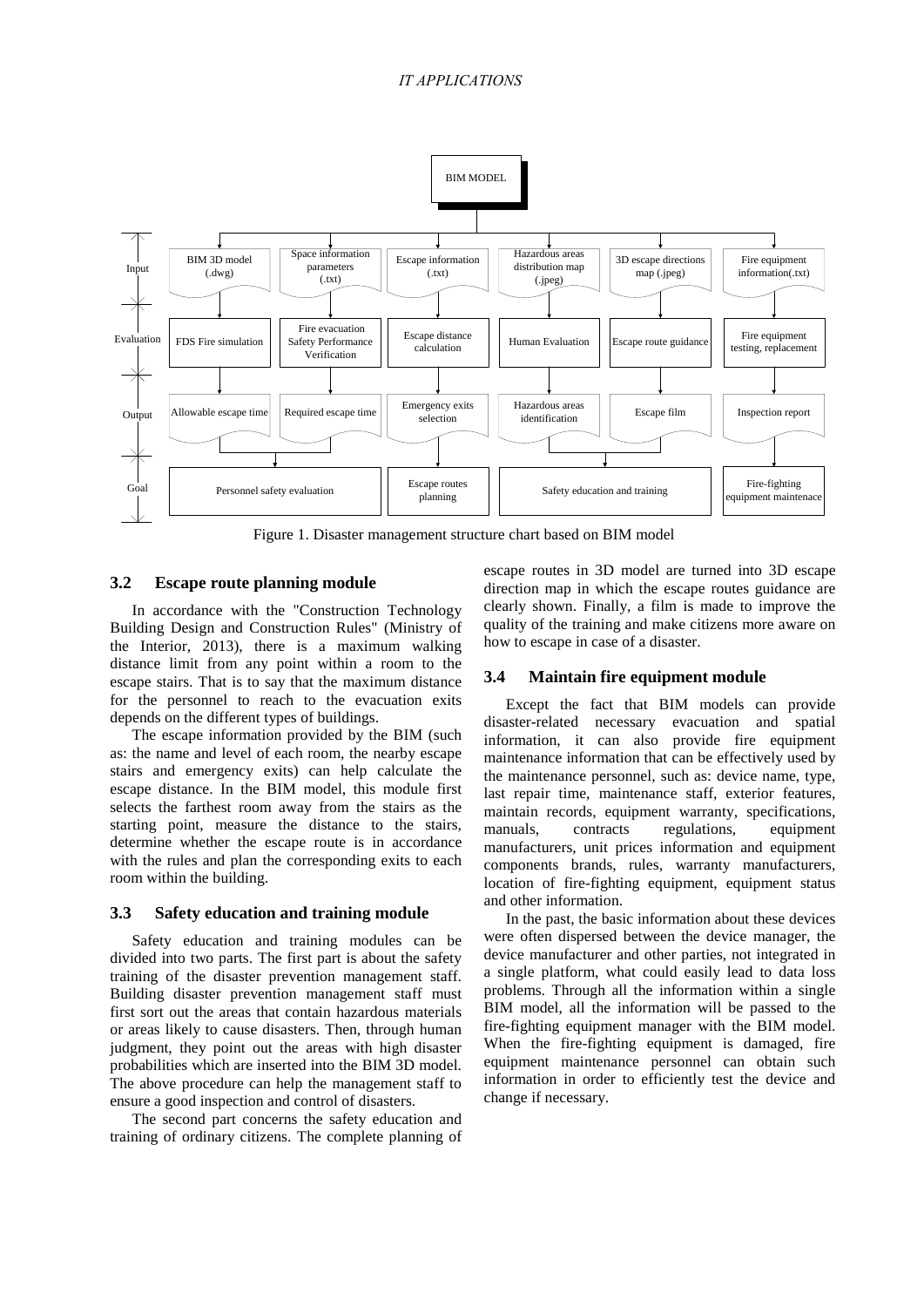Figure 1. Disaster management structure chart based on BIM model

### 3.2 Escape route planning module

In accordance with the "Construction Technology Building Design and Construction Rules" (Ministry of the Interior, 2013), there is a maximum walking distance limit from any point within a room to the escape stairs. That is to say that the maximum distance for the personnel to reach to the evacuation exits depends on the different types of buildings.

The escape information provided by the BIM (such as: the name and level of each room, the nearby escape stairs and emergency exits) can help calculate the escape distance. In the BIM model, this module first selects the farthest room away from the stairs as the starting point, measure the distance to the stairs, determine whether the escape route is in accordance with the rules and plan the corresponding exits to each room within the building.

### 3.3 Safety education and training module

Safety education and training modules can be divided into two parts. The first part is about the safety training of the disaster prevention management staff. Building disaster prevention management staff must first sort out the areas that contain hazardous materials or areas likely to cause disasters. Then, through human judgment, they point out the areas with high disaster probabilities which are inserted into the BIM 3D model. The above procedure can help the management staff to ensure a good inspection and control of disasters.

The second part concerns the safety education and training of ordinary citizens. The complete planning of escape routes in 3D model are turned into 3D escape direction map in which the escape routes guidance are clearly shown. Finally, a film is made to improve the quality of the training and make citizens more aware on how to escape in case of a disaster.

### 3.4 Maintain fire equipment module

Except the fact that BIM models can provide disaster-related necessary evacuation and spatial information, it can also provide fire equipment maintenance information that can be effectively used by the maintenance personnel, such as: device name, type, last repair time, maintenance staff, exterior features, maintain records, equipment warranty, specifications, manuals, contracts regulations, equipment manufacturers, unit prices information and equipment components brands, rules, warranty manufacturers, location of fire-fighting equipment, equipment status and other information.

In the past, the basic information about these devices were often dispersed between the device manager, the device manufacturer and other parties, not integrated in a single platform, what could easily lead to data loss problems. Through all the information within a single BIM model, all the information will be passed to the fire-fighting equipment manager with the BIM model. When the fire-fighting equipment is damaged, fire equipment maintenance personnel can obtain such information in order to efficiently test the device and change if necessary.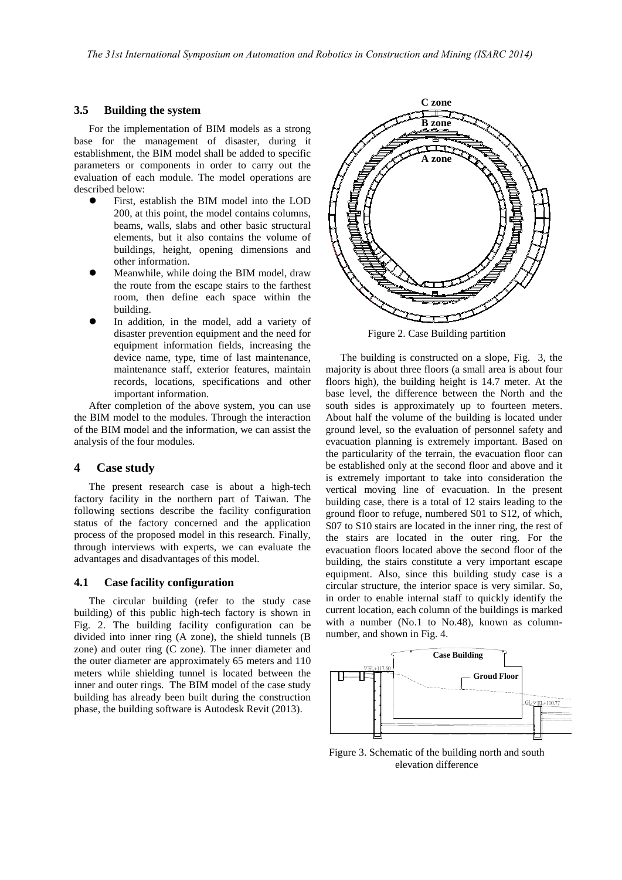### 3.5 Building the system

For the implementation of BIM models as a strong base for the management of disaster, during it establishment, the BIM model shall be added to specific parameters or components in order to carry out the evaluation of each module. The model operations are described below:

- First, establish the BIM model into the LOD 200, at this point, the model contains columns, beams, walls, slabs and other basic structural elements, but it also contains the volume of buildings, height, opening dimensions and other information.
- Meanwhile, while doing the BIM model, draw the route from the escape stairs to the farthest room, then define each space within the building.
- In addition, in the model, add a variety of disaster prevention equipment and the need for equipment information fields, increasing the device name, type, time of last maintenance, maintenance staff, exterior features, maintain records, locations, specifications and other important information.

After completion of the above system, you can use the BIM model to the modules. Through the interaction of the BIM model and the information, we can assist the analysis of the four modules.

## 4 Case study

The present research case is about a high-tech factory facility in the northern part of Taiwan. The following sections describe the facility configuration status of the factory concerned and the application process of the proposed model in this research. Finally, through interviews with experts, we can evaluate the advantages and disadvantages of this model.

### 4.1 Case facility configuration

The circular building (refer to the study case building) of this public high-tech factory is shown in Fig. 2. The building facility configuration can be divided into inner ring (A zone), the shield tunnels (B zone) and outer ring (C zone). The inner diameter and the outer diameter are approximately 65 meters and 110 meters while shielding tunnel is located between the inner and outer rings. The BIM model of the case study building has already been built during the construction phase, the building software is Autodesk Revit (2013).

Figure 2. Case Building partition

The building is constructed on a slope, Fig. 3, the majority is about three floors (a small area is about four floors high), the building height is 14.7 meter. At the base level, the difference between the North and the south sides is approximately up to fourteen meters. About half the volume of the building is located under ground level, so the evaluation of personnel safety and evacuation planning is extremely important. Based on the particularity of the terrain, the evacuation floor can be established only at the second floor and above and it is extremely important to take into consideration the vertical moving line of evacuation. In the present building case, there is a total of 12 stairs leading to the ground floor to refuge, numbered S01 to S12, of which, S07 to S10 stairs are located in the inner ring, the rest of the stairs are located in the outer ring. For the evacuation floors located above the second floor of the building, the stairs constitute a very important escape equipment. Also, since this building study case is a circular structure, the interior space is very similar. So, in order to enable internal staff to quickly identify the current location, each column of the buildings is marked with a number (No.1 to No.48), known as column-number, and shown in Fig. 4.

Figure 3. Schematic of the building north and south elevation difference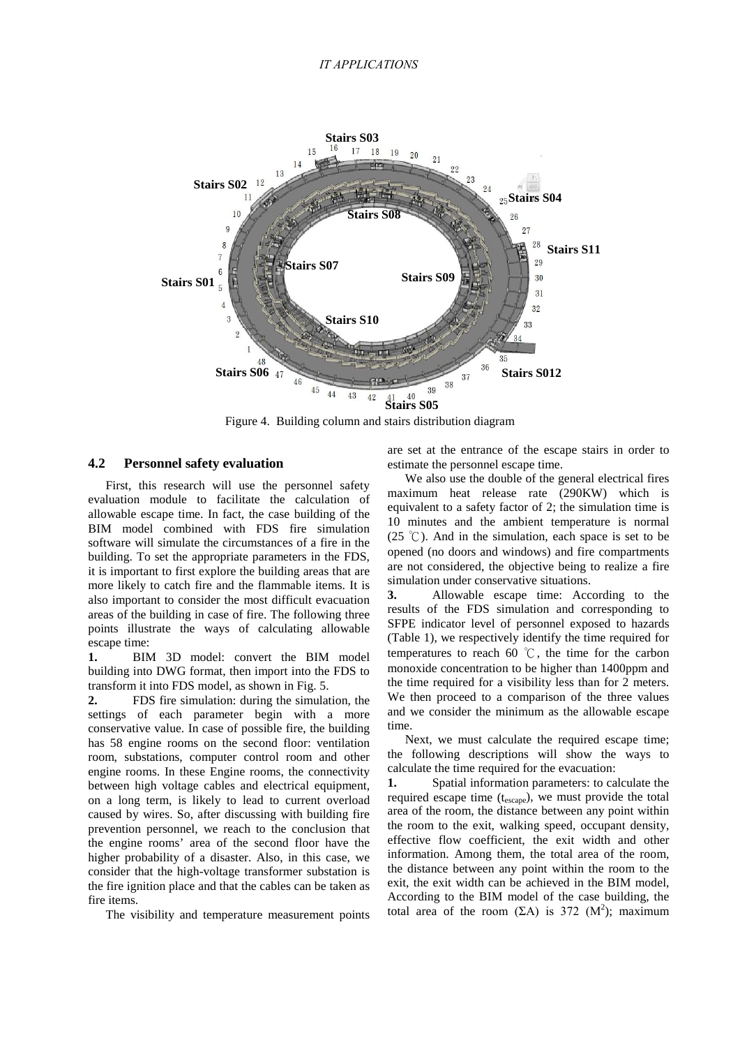Figure 4. Building column and stairs distribution diagram

### 4.2 Personnel safety evaluation

First, this research will use the personnel safety evaluation module to facilitate the calculation of allowable escape time. In fact, the case building of the BIM model combined with FDS fire simulation software will simulate the circumstances of a fire in the building. To set the appropriate parameters in the FDS, it is important to first explore the building areas that are more likely to catch fire and the flammable items. It is also important to consider the most difficult evacuation areas of the building in case of fire. The following three points illustrate the ways of calculating allowable escape time:

**1.** BIM 3D model: convert the BIM model building into DWG format, then import into the FDS to transform it into FDS model, as shown in Fig. 5.

**2.** FDS fire simulation: during the simulation, the settings of each parameter begin with a more conservative value. In case of possible fire, the building has 58 engine rooms on the second floor: ventilation room, substations, computer control room and other engine rooms. In these Engine rooms, the connectivity between high voltage cables and electrical equipment, on a long term, is likely to lead to current overload caused by wires. So, after discussing with building fire prevention personnel, we reach to the conclusion that the engine rooms' area of the second floor have the higher probability of a disaster. Also, in this case, we consider that the high-voltage transformer substation is the fire ignition place and that the cables can be taken as fire items.

The visibility and temperature measurement points are set at the entrance of the escape stairs in order to estimate the personnel escape time.

We also use the double of the general electrical fires maximum heat release rate (290KW) which is equivalent to a safety factor of 2; the simulation time is 10 minutes and the ambient temperature is normal (25 ℃). And in the simulation, each space is set to be opened (no doors and windows) and fire compartments are not considered, the objective being to realize a fire simulation under conservative situations.

**3.** Allowable escape time: According to the results of the FDS simulation and corresponding to SFPE indicator level of personnel exposed to hazards (Table 1), we respectively identify the time required for temperatures to reach 60 ℃, the time for the carbon monoxide concentration to be higher than 1400ppm and the time required for a visibility less than for 2 meters. We then proceed to a comparison of the three values and we consider the minimum as the allowable escape time.

Next, we must calculate the required escape time; the following descriptions will show the ways to calculate the time required for the evacuation:

**1.** Spatial information parameters: to calculate the required escape time ($t_{escape}$), we must provide the total area of the room, the distance between any point within the room to the exit, walking speed, occupant density, effective flow coefficient, the exit width and other information. Among them, the total area of the room, the distance between any point within the room to the exit, the exit width can be achieved in the BIM model, According to the BIM model of the case building, the total area of the room ($\Sigma A$) is 372 ($M^2$); maximum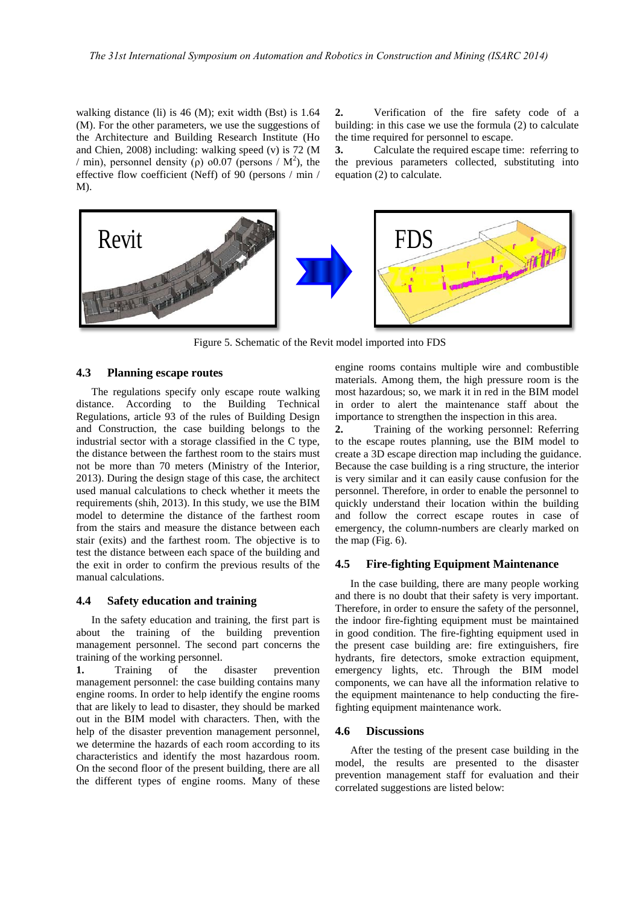walking distance (li) is 46 (M); exit width (Bst) is 1.64 (M). For the other parameters, we use the suggestions of the Architecture and Building Research Institute (Ho and Chien, 2008) including: walking speed (v) is 72 (M / min), personnel density (ρ) o0.07 (persons / $M^2$), the effective flow coefficient (Neff) of 90 (persons / min / M).

**2.** Verification of the fire safety code of a building: in this case we use the formula (2) to calculate the time required for personnel to escape.

**3.** Calculate the required escape time: referring to the previous parameters collected, substituting into equation (2) to calculate.

Figure 5. Schematic of the Revit model imported into FDS

### 4.3 Planning escape routes

The regulations specify only escape route walking distance. According to the Building Technical Regulations, article 93 of the rules of Building Design and Construction, the case building belongs to the industrial sector with a storage classified in the C type, the distance between the farthest room to the stairs must not be more than 70 meters (Ministry of the Interior, 2013). During the design stage of this case, the architect used manual calculations to check whether it meets the requirements (shih, 2013). In this study, we use the BIM model to determine the distance of the farthest room from the stairs and measure the distance between each stair (exits) and the farthest room. The objective is to test the distance between each space of the building and the exit in order to confirm the previous results of the manual calculations.

### 4.4 Safety education and training

In the safety education and training, the first part is about the training of the building prevention management personnel. The second part concerns the training of the working personnel.

**1.** Training of the disaster prevention management personnel: the case building contains many engine rooms. In order to help identify the engine rooms that are likely to lead to disaster, they should be marked out in the BIM model with characters. Then, with the help of the disaster prevention management personnel, we determine the hazards of each room according to its characteristics and identify the most hazardous room. On the second floor of the present building, there are all the different types of engine rooms. Many of these engine rooms contains multiple wire and combustible materials. Among them, the high pressure room is the most hazardous; so, we mark it in red in the BIM model in order to alert the maintenance staff about the importance to strengthen the inspection in this area.

**2.** Training of the working personnel: Referring to the escape routes planning, use the BIM model to create a 3D escape direction map including the guidance. Because the case building is a ring structure, the interior is very similar and it can easily cause confusion for the personnel. Therefore, in order to enable the personnel to quickly understand their location within the building and follow the correct escape routes in case of emergency, the column-numbers are clearly marked on the map (Fig. 6).

### 4.5 Fire-fighting Equipment Maintenance

In the case building, there are many people working and there is no doubt that their safety is very important. Therefore, in order to ensure the safety of the personnel, the indoor fire-fighting equipment must be maintained in good condition. The fire-fighting equipment used in the present case building are: fire extinguishers, fire hydrants, fire detectors, smoke extraction equipment, emergency lights, etc. Through the BIM model components, we can have all the information relative to the equipment maintenance to help conducting the fire-fighting equipment maintenance work.

### 4.6 Discussions

After the testing of the present case building in the model, the results are presented to the disaster prevention management staff for evaluation and their correlated suggestions are listed below: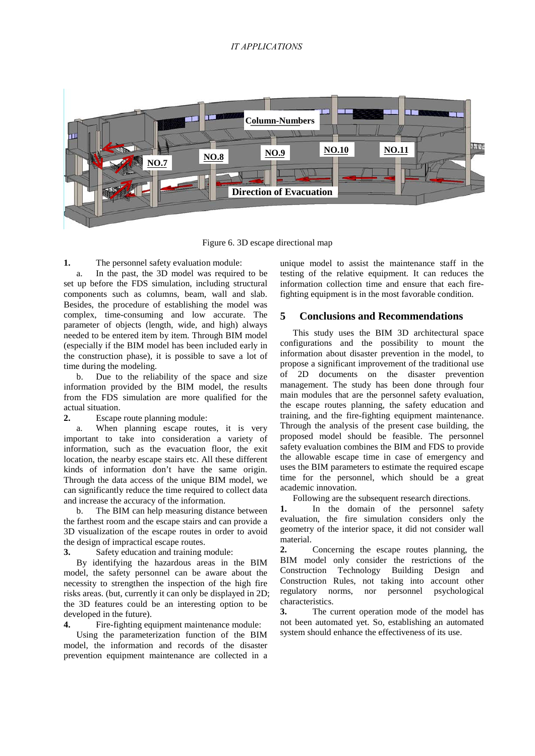Figure 6. 3D escape directional map

**1.** The personnel safety evaluation module:

a. In the past, the 3D model was required to be set up before the FDS simulation, including structural components such as columns, beam, wall and slab. Besides, the procedure of establishing the model was complex, time-consuming and low accurate. The parameter of objects (length, wide, and high) always needed to be entered item by item. Through BIM model (especially if the BIM model has been included early in the construction phase), it is possible to save a lot of time during the modeling.

b. Due to the reliability of the space and size information provided by the BIM model, the results from the FDS simulation are more qualified for the actual situation.

**2.** Escape route planning module:

a. When planning escape routes, it is very important to take into consideration a variety of information, such as the evacuation floor, the exit location, the nearby escape stairs etc. All these different kinds of information don't have the same origin. Through the data access of the unique BIM model, we can significantly reduce the time required to collect data and increase the accuracy of the information.

b. The BIM can help measuring distance between the farthest room and the escape stairs and can provide a 3D visualization of the escape routes in order to avoid the design of impractical escape routes.

**3.** Safety education and training module:

By identifying the hazardous areas in the BIM model, the safety personnel can be aware about the necessity to strengthen the inspection of the high fire risks areas. (but, currently it can only be displayed in 2D; the 3D features could be an interesting option to be developed in the future).

**4.** Fire-fighting equipment maintenance module:

Using the parameterization function of the BIM model, the information and records of the disaster prevention equipment maintenance are collected in a unique model to assist the maintenance staff in the testing of the relative equipment. It can reduces the information collection time and ensure that each fire-fighting equipment is in the most favorable condition.

## 5 Conclusions and Recommendations

This study uses the BIM 3D architectural space configurations and the possibility to mount the information about disaster prevention in the model, to propose a significant improvement of the traditional use of 2D documents on the disaster prevention management. The study has been done through four main modules that are the personnel safety evaluation, the escape routes planning, the safety education and training, and the fire-fighting equipment maintenance. Through the analysis of the present case building, the proposed model should be feasible. The personnel safety evaluation combines the BIM and FDS to provide the allowable escape time in case of emergency and uses the BIM parameters to estimate the required escape time for the personnel, which should be a great academic innovation.

Following are the subsequent research directions.

**1.** In the domain of the personnel safety evaluation, the fire simulation considers only the geometry of the interior space, it did not consider wall material.

**2.** Concerning the escape routes planning, the BIM model only consider the restrictions of the Construction Technology Building Design and Construction Rules, not taking into account other regulatory norms, nor personnel psychological characteristics.

**3.** The current operation mode of the model has not been automated yet. So, establishing an automated system should enhance the effectiveness of its use.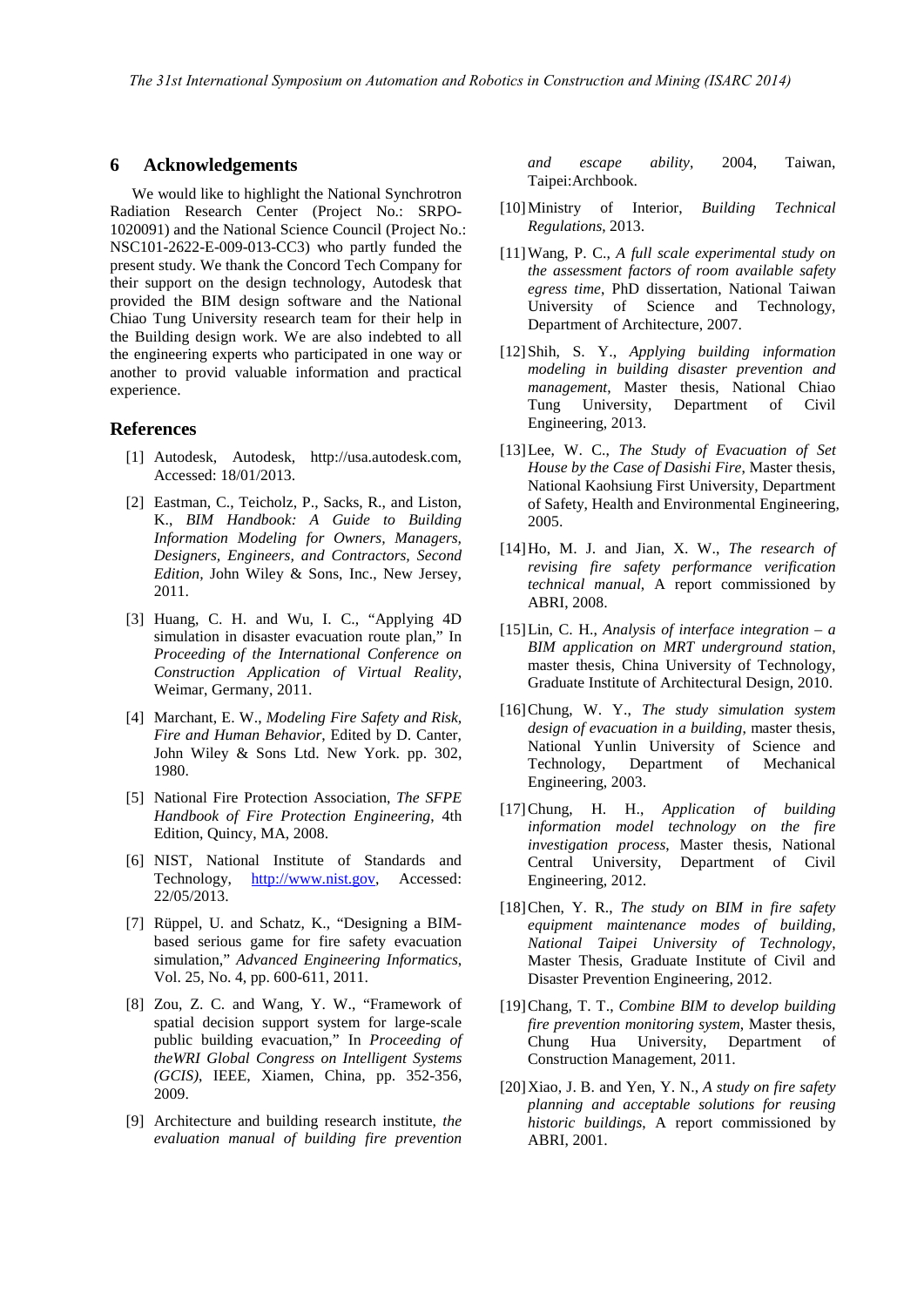## 6 Acknowledgements

We would like to highlight the National Synchrotron Radiation Research Center (Project No.: SRPO-1020091) and the National Science Council (Project No.: NSC101-2622-E-009-013-CC3) who partly funded the present study. We thank the Concord Tech Company for their support on the design technology, Autodesk that provided the BIM design software and the National Chiao Tung University research team for their help in the Building design work. We are also indebted to all the engineering experts who participated in one way or another to provid valuable information and practical experience.

## References

[1] Autodesk, Autodesk, http://usa.autodesk.com, Accessed: 18/01/2013.

[2] Eastman, C., Teicholz, P., Sacks, R., and Liston, K., *BIM Handbook: A Guide to Building Information Modeling for Owners, Managers, Designers, Engineers, and Contractors, Second Edition*, John Wiley & Sons, Inc., New Jersey, 2011.

[3] Huang, C. H. and Wu, I. C., "Applying 4D simulation in disaster evacuation route plan," In *Proceeding of the International Conference on Construction Application of Virtual Reality*, Weimar, Germany, 2011.

[4] Marchant, E. W., *Modeling Fire Safety and Risk, Fire and Human Behavior*, Edited by D. Canter, John Wiley & Sons Ltd. New York. pp. 302, 1980.

[5] National Fire Protection Association, *The SFPE Handbook of Fire Protection Engineering*, 4th Edition, Quincy, MA, 2008.

[6] NIST, National Institute of Standards and Technology, http://www.nist.gov, Accessed: 22/05/2013.

[7] Rüppel, U. and Schatz, K., "Designing a BIM-based serious game for fire safety evacuation simulation," *Advanced Engineering Informatics*, Vol. 25, No. 4, pp. 600-611, 2011.

[8] Zou, Z. C. and Wang, Y. W., "Framework of spatial decision support system for large-scale public building evacuation," In *Proceeding of theWRI Global Congress on Intelligent Systems (GCIS)*, IEEE, Xiamen, China, pp. 352-356, 2009.

[9] Architecture and building research institute, *the evaluation manual of building fire prevention and escape ability*, 2004, Taiwan, Taipei:Archbook.

[10] Ministry of Interior, *Building Technical Regulations*, 2013.

[11] Wang, P. C., *A full scale experimental study on the assessment factors of room available safety egress time*, PhD dissertation, National Taiwan University of Science and Technology, Department of Architecture, 2007.

[12] Shih, S. Y., *Applying building information modeling in building disaster prevention and management*, Master thesis, National Chiao Tung University, Department of Civil Engineering, 2013.

[13] Lee, W. C., *The Study of Evacuation of Set House by the Case of Dasishi Fire*, Master thesis, National Kaohsiung First University, Department of Safety, Health and Environmental Engineering, 2005.

[14] Ho, M. J. and Jian, X. W., *The research of revising fire safety performance verification technical manual*, A report commissioned by ABRI, 2008.

[15] Lin, C. H., *Analysis of interface integration – a BIM application on MRT underground station*, master thesis, China University of Technology, Graduate Institute of Architectural Design, 2010.

[16] Chung, W. Y., *The study simulation system design of evacuation in a building*, master thesis, National Yunlin University of Science and Technology, Department of Mechanical Engineering, 2003.

[17] Chung, H. H., *Application of building information model technology on the fire investigation process*, Master thesis, National Central University, Department of Civil Engineering, 2012.

[18] Chen, Y. R., *The study on BIM in fire safety equipment maintenance modes of building, National Taipei University of Technology*, Master Thesis, Graduate Institute of Civil and Disaster Prevention Engineering, 2012.

[19] Chang, T. T., *Combine BIM to develop building fire prevention monitoring system*, Master thesis, Chung Hua University, Department of Construction Management, 2011.

[20] Xiao, J. B. and Yen, Y. N., *A study on fire safety planning and acceptable solutions for reusing historic buildings*, A report commissioned by ABRI, 2001.